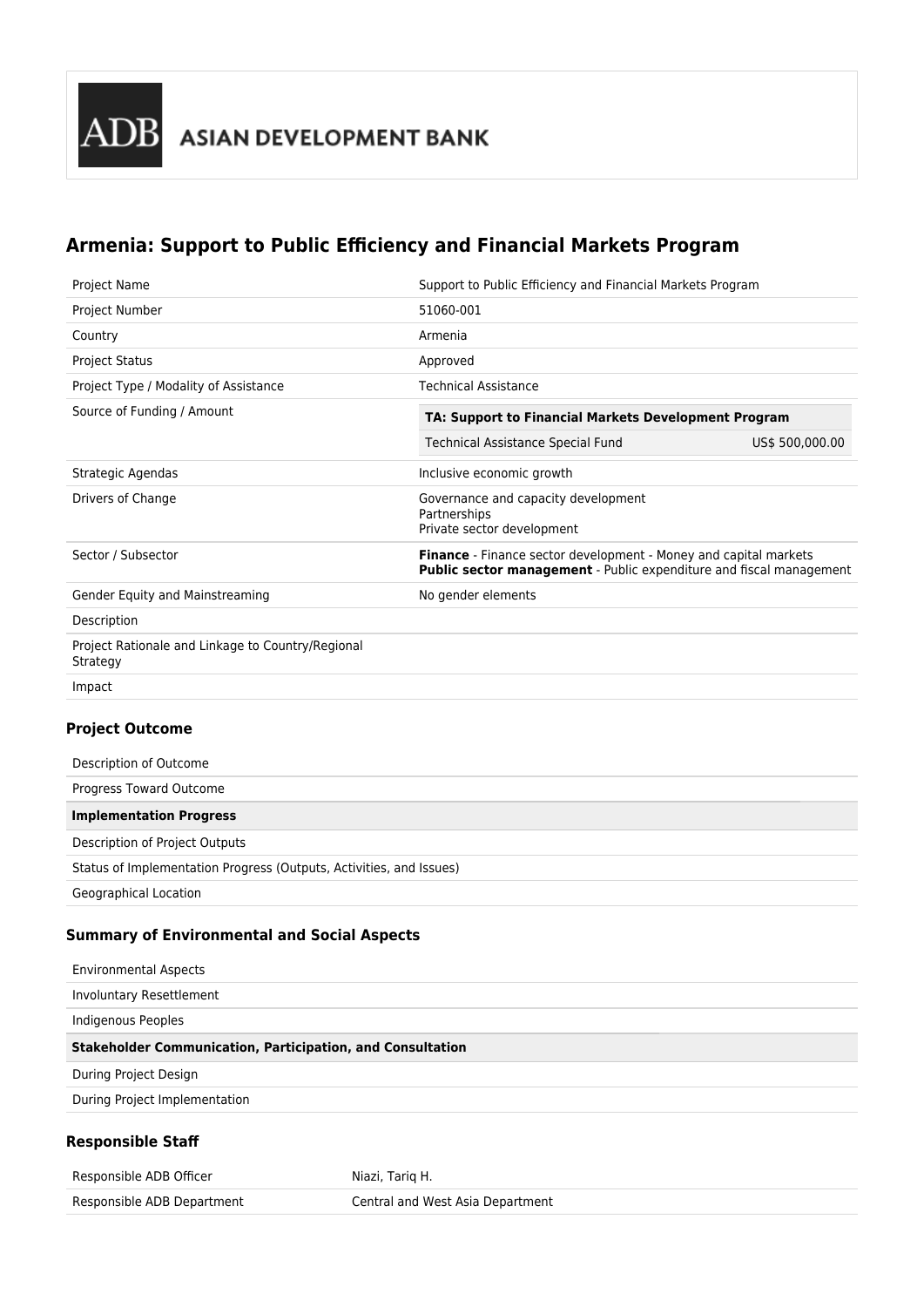ADB ASIAN DEVELOPMENT BANK

# Armenia: Support to Public Efficiency and Financial Markets Program

| | |
|---|---|
| Project Name | Support to Public Efficiency and Financial Markets Program |
| Project Number | 51060-001 |
| Country | Armenia |
| Project Status | Approved |
| Project Type / Modality of Assistance | Technical Assistance |
| Source of Funding / Amount | **TA: Support to Financial Markets Development Program**<br>Technical Assistance Special Fund US$ 500,000.00 |
| Strategic Agendas | Inclusive economic growth |
| Drivers of Change | Governance and capacity development<br>Partnerships<br>Private sector development |
| Sector / Subsector | **Finance** - Finance sector development - Money and capital markets<br>**Public sector management** - Public expenditure and fiscal management |
| Gender Equity and Mainstreaming | No gender elements |
| Description | |
| Project Rationale and Linkage to Country/Regional Strategy | |
| Impact | |

## Project Outcome

| | |
|---|---|
| Description of Outcome | |
| Progress Toward Outcome | |
| **Implementation Progress** | |
| Description of Project Outputs | |
| Status of Implementation Progress (Outputs, Activities, and Issues) | |
| Geographical Location | |

## Summary of Environmental and Social Aspects

| | |
|---|---|
| Environmental Aspects | |
| Involuntary Resettlement | |
| Indigenous Peoples | |
| **Stakeholder Communication, Participation, and Consultation** | |
| During Project Design | |
| During Project Implementation | |

## Responsible Staff

| | |
|---|---|
| Responsible ADB Officer | Niazi, Tariq H. |
| Responsible ADB Department | Central and West Asia Department |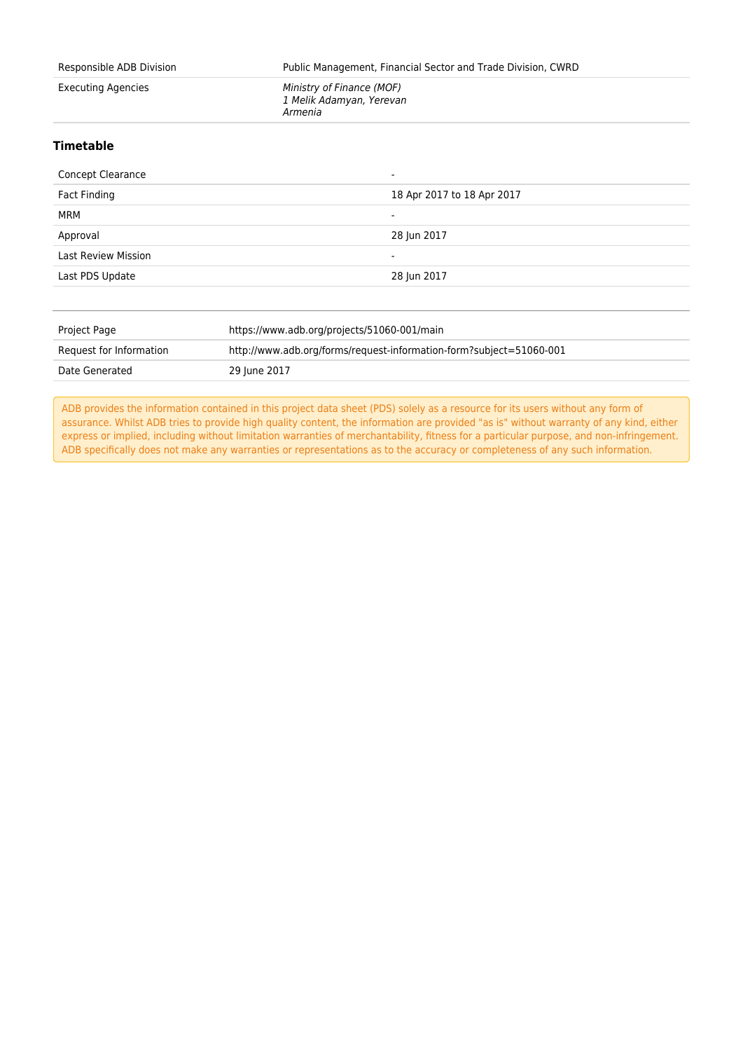| | |
|---|---|
| Responsible ADB Division | Public Management, Financial Sector and Trade Division, CWRD |
| Executing Agencies | *Ministry of Finance (MOF)*<br>*1 Melik Adamyan, Yerevan*<br>*Armenia* |

### Timetable

| | |
|---|---|
| Concept Clearance | - |
| Fact Finding | 18 Apr 2017 to 18 Apr 2017 |
| MRM | - |
| Approval | 28 Jun 2017 |
| Last Review Mission | - |
| Last PDS Update | 28 Jun 2017 |

| | |
|---|---|
| Project Page | https://www.adb.org/projects/51060-001/main |
| Request for Information | http://www.adb.org/forms/request-information-form?subject=51060-001 |
| Date Generated | 29 June 2017 |

ADB provides the information contained in this project data sheet (PDS) solely as a resource for its users without any form of assurance. Whilst ADB tries to provide high quality content, the information are provided "as is" without warranty of any kind, either express or implied, including without limitation warranties of merchantability, fitness for a particular purpose, and non-infringement. ADB specifically does not make any warranties or representations as to the accuracy or completeness of any such information.